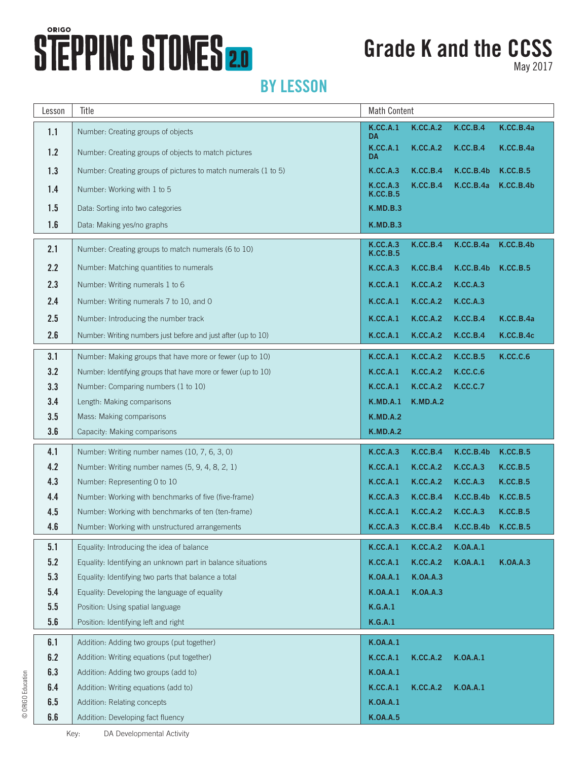ORIGO

# STEPPING STONES 2.0

# Grade K and the CCSS

May 2017

## BY LESSON

| Lesson | Title | Math Content | | | |
|---|---|---|---|---|---|
| 1.1 | Number: Creating groups of objects | **K.CC.A.1 DA** | **K.CC.A.2** | **K.CC.B.4** | **K.CC.B.4a** |
| 1.2 | Number: Creating groups of objects to match pictures | **K.CC.A.1 DA** | **K.CC.A.2** | **K.CC.B.4** | **K.CC.B.4a** |
| 1.3 | Number: Creating groups of pictures to match numerals (1 to 5) | **K.CC.A.3** | **K.CC.B.4** | **K.CC.B.4b** | **K.CC.B.5** |
| 1.4 | Number: Working with 1 to 5 | **K.CC.A.3 K.CC.B.5** | **K.CC.B.4** | **K.CC.B.4a** | **K.CC.B.4b** |
| 1.5 | Data: Sorting into two categories | **K.MD.B.3** | | | |
| 1.6 | Data: Making yes/no graphs | **K.MD.B.3** | | | |
| 2.1 | Number: Creating groups to match numerals (6 to 10) | **K.CC.A.3 K.CC.B.5** | **K.CC.B.4** | **K.CC.B.4a** | **K.CC.B.4b** |
| 2.2 | Number: Matching quantities to numerals | **K.CC.A.3** | **K.CC.B.4** | **K.CC.B.4b** | **K.CC.B.5** |
| 2.3 | Number: Writing numerals 1 to 6 | **K.CC.A.1** | **K.CC.A.2** | **K.CC.A.3** | |
| 2.4 | Number: Writing numerals 7 to 10, and 0 | **K.CC.A.1** | **K.CC.A.2** | **K.CC.A.3** | |
| 2.5 | Number: Introducing the number track | **K.CC.A.1** | **K.CC.A.2** | **K.CC.B.4** | **K.CC.B.4a** |
| 2.6 | Number: Writing numbers just before and just after (up to 10) | **K.CC.A.1** | **K.CC.A.2** | **K.CC.B.4** | **K.CC.B.4c** |
| 3.1 | Number: Making groups that have more or fewer (up to 10) | **K.CC.A.1** | **K.CC.A.2** | **K.CC.B.5** | **K.CC.C.6** |
| 3.2 | Number: Identifying groups that have more or fewer (up to 10) | **K.CC.A.1** | **K.CC.A.2** | **K.CC.C.6** | |
| 3.3 | Number: Comparing numbers (1 to 10) | **K.CC.A.1** | **K.CC.A.2** | **K.CC.C.7** | |
| 3.4 | Length: Making comparisons | **K.MD.A.1** | **K.MD.A.2** | | |
| 3.5 | Mass: Making comparisons | **K.MD.A.2** | | | |
| 3.6 | Capacity: Making comparisons | **K.MD.A.2** | | | |
| 4.1 | Number: Writing number names (10, 7, 6, 3, 0) | **K.CC.A.3** | **K.CC.B.4** | **K.CC.B.4b** | **K.CC.B.5** |
| 4.2 | Number: Writing number names (5, 9, 4, 8, 2, 1) | **K.CC.A.1** | **K.CC.A.2** | **K.CC.A.3** | **K.CC.B.5** |
| 4.3 | Number: Representing 0 to 10 | **K.CC.A.1** | **K.CC.A.2** | **K.CC.A.3** | **K.CC.B.5** |
| 4.4 | Number: Working with benchmarks of five (five-frame) | **K.CC.A.3** | **K.CC.B.4** | **K.CC.B.4b** | **K.CC.B.5** |
| 4.5 | Number: Working with benchmarks of ten (ten-frame) | **K.CC.A.1** | **K.CC.A.2** | **K.CC.A.3** | **K.CC.B.5** |
| 4.6 | Number: Working with unstructured arrangements | **K.CC.A.3** | **K.CC.B.4** | **K.CC.B.4b** | **K.CC.B.5** |
| 5.1 | Equality: Introducing the idea of balance | **K.CC.A.1** | **K.CC.A.2** | **K.OA.A.1** | |
| 5.2 | Equality: Identifying an unknown part in balance situations | **K.CC.A.1** | **K.CC.A.2** | **K.OA.A.1** | **K.OA.A.3** |
| 5.3 | Equality: Identifying two parts that balance a total | **K.OA.A.1** | **K.OA.A.3** | | |
| 5.4 | Equality: Developing the language of equality | **K.OA.A.1** | **K.OA.A.3** | | |
| 5.5 | Position: Using spatial language | **K.G.A.1** | | | |
| 5.6 | Position: Identifying left and right | **K.G.A.1** | | | |
| 6.1 | Addition: Adding two groups (put together) | **K.OA.A.1** | | | |
| 6.2 | Addition: Writing equations (put together) | **K.CC.A.1** | **K.CC.A.2** | **K.OA.A.1** | |
| 6.3 | Addition: Adding two groups (add to) | **K.OA.A.1** | | | |
| 6.4 | Addition: Writing equations (add to) | **K.CC.A.1** | **K.CC.A.2** | **K.OA.A.1** | |
| 6.5 | Addition: Relating concepts | **K.OA.A.1** | | | |
| 6.6 | Addition: Developing fact fluency | **K.OA.A.5** | | | |

Key: DA Developmental Activity

© ORIGO Education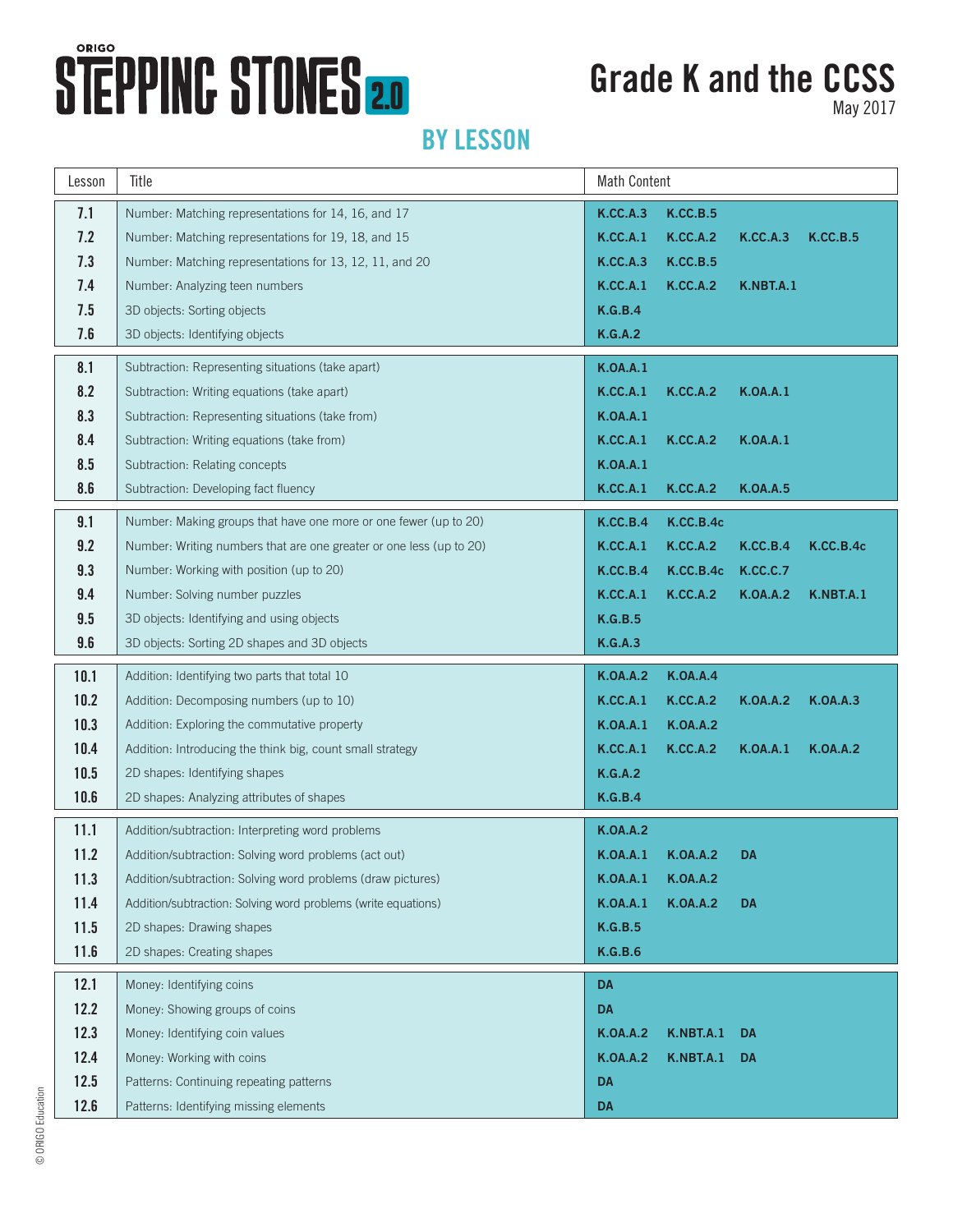# ORIGO STEPPING STONES 2.0

## Grade K and the CCSS

May 2017

## BY LESSON

| Lesson | Title | Math Content |
|---|---|---|
| 7.1 | Number: Matching representations for 14, 16, and 17 | K.CC.A.3 K.CC.B.5 |
| 7.2 | Number: Matching representations for 19, 18, and 15 | K.CC.A.1 K.CC.A.2 K.CC.A.3 K.CC.B.5 |
| 7.3 | Number: Matching representations for 13, 12, 11, and 20 | K.CC.A.3 K.CC.B.5 |
| 7.4 | Number: Analyzing teen numbers | K.CC.A.1 K.CC.A.2 K.NBT.A.1 |
| 7.5 | 3D objects: Sorting objects | K.G.B.4 |
| 7.6 | 3D objects: Identifying objects | K.G.A.2 |
| 8.1 | Subtraction: Representing situations (take apart) | K.OA.A.1 |
| 8.2 | Subtraction: Writing equations (take apart) | K.CC.A.1 K.CC.A.2 K.OA.A.1 |
| 8.3 | Subtraction: Representing situations (take from) | K.OA.A.1 |
| 8.4 | Subtraction: Writing equations (take from) | K.CC.A.1 K.CC.A.2 K.OA.A.1 |
| 8.5 | Subtraction: Relating concepts | K.OA.A.1 |
| 8.6 | Subtraction: Developing fact fluency | K.CC.A.1 K.CC.A.2 K.OA.A.5 |
| 9.1 | Number: Making groups that have one more or one fewer (up to 20) | K.CC.B.4 K.CC.B.4c |
| 9.2 | Number: Writing numbers that are one greater or one less (up to 20) | K.CC.A.1 K.CC.A.2 K.CC.B.4 K.CC.B.4c |
| 9.3 | Number: Working with position (up to 20) | K.CC.B.4 K.CC.B.4c K.CC.C.7 |
| 9.4 | Number: Solving number puzzles | K.CC.A.1 K.CC.A.2 K.OA.A.2 K.NBT.A.1 |
| 9.5 | 3D objects: Identifying and using objects | K.G.B.5 |
| 9.6 | 3D objects: Sorting 2D shapes and 3D objects | K.G.A.3 |
| 10.1 | Addition: Identifying two parts that total 10 | K.OA.A.2 K.OA.A.4 |
| 10.2 | Addition: Decomposing numbers (up to 10) | K.CC.A.1 K.CC.A.2 K.OA.A.2 K.OA.A.3 |
| 10.3 | Addition: Exploring the commutative property | K.OA.A.1 K.OA.A.2 |
| 10.4 | Addition: Introducing the think big, count small strategy | K.CC.A.1 K.CC.A.2 K.OA.A.1 K.OA.A.2 |
| 10.5 | 2D shapes: Identifying shapes | K.G.A.2 |
| 10.6 | 2D shapes: Analyzing attributes of shapes | K.G.B.4 |
| 11.1 | Addition/subtraction: Interpreting word problems | K.OA.A.2 |
| 11.2 | Addition/subtraction: Solving word problems (act out) | K.OA.A.1 K.OA.A.2 DA |
| 11.3 | Addition/subtraction: Solving word problems (draw pictures) | K.OA.A.1 K.OA.A.2 |
| 11.4 | Addition/subtraction: Solving word problems (write equations) | K.OA.A.1 K.OA.A.2 DA |
| 11.5 | 2D shapes: Drawing shapes | K.G.B.5 |
| 11.6 | 2D shapes: Creating shapes | K.G.B.6 |
| 12.1 | Money: Identifying coins | DA |
| 12.2 | Money: Showing groups of coins | DA |
| 12.3 | Money: Identifying coin values | K.OA.A.2 K.NBT.A.1 DA |
| 12.4 | Money: Working with coins | K.OA.A.2 K.NBT.A.1 DA |
| 12.5 | Patterns: Continuing repeating patterns | DA |
| 12.6 | Patterns: Identifying missing elements | DA |

© ORIGO Education